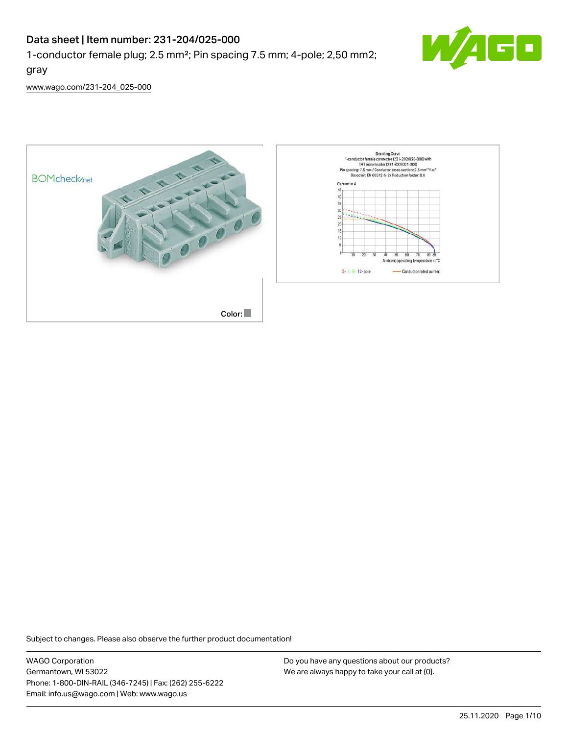# Data sheet | Item number: 231-204/025-000

1-conductor female plug; 2.5 mm²; Pin spacing 7.5 mm; 4-pole; 2,50 mm2; gray

www.wago.com/231-204_025-000

Color:

Subject to changes. Please also observe the further product documentation!

WAGO Corporation
Germantown, WI 53022
Phone: 1-800-DIN-RAIL (346-7245) | Fax: (262) 255-6222
Email: info.us@wago.com | Web: www.wago.us

Do you have any questions about our products?
We are always happy to take your call at {0}.

25.11.2020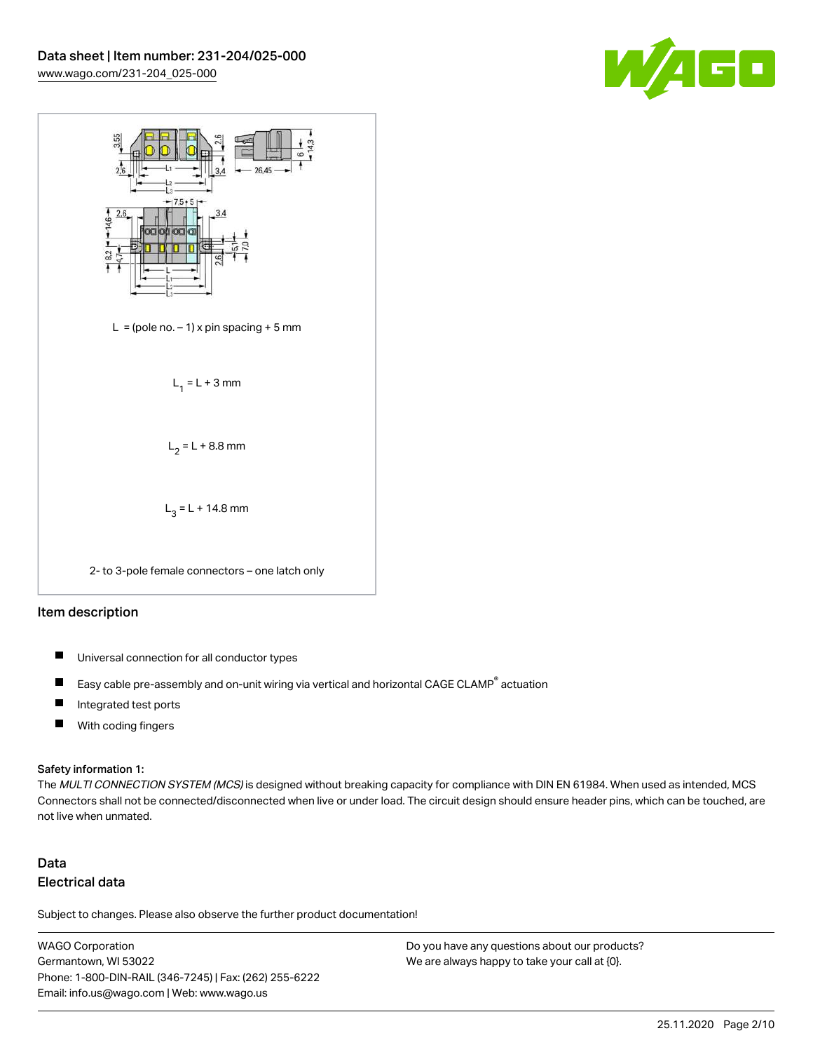L = (pole no. – 1) x pin spacing + 5 mm

$L_1$ = L + 3 mm

$L_2$ = L + 8.8 mm

$L_3$ = L + 14.8 mm

2- to 3-pole female connectors – one latch only

## Item description

- Universal connection for all conductor types
- Easy cable pre-assembly and on-unit wiring via vertical and horizontal CAGE CLAMP® actuation
- Integrated test ports
- With coding fingers

Safety information 1:
The *MULTI CONNECTION SYSTEM (MCS)* is designed without breaking capacity for compliance with DIN EN 61984. When used as intended, MCS Connectors shall not be connected/disconnected when live or under load. The circuit design should ensure header pins, which can be touched, are not live when unmated.

## Data

### Electrical data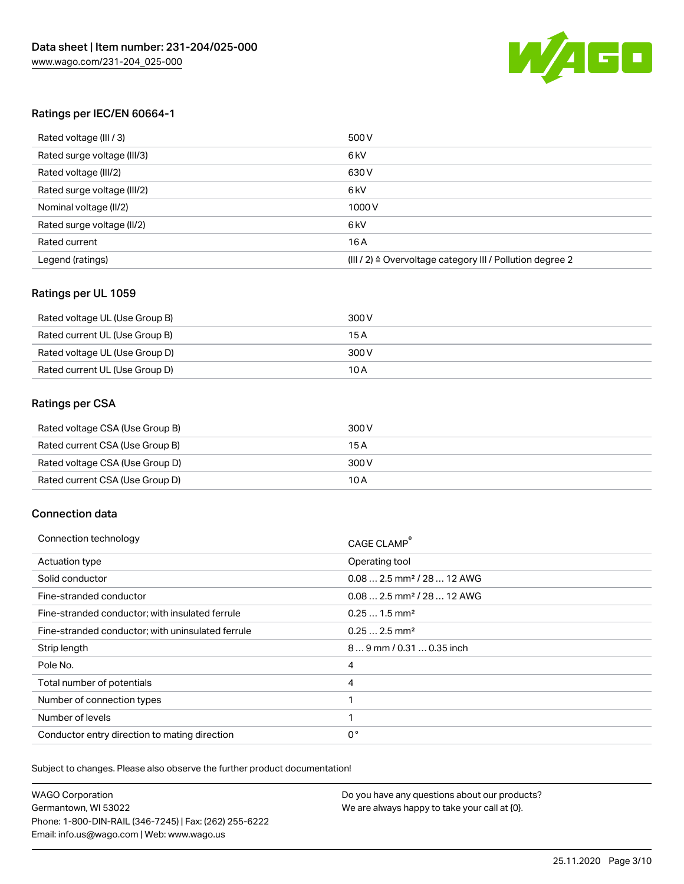## Ratings per IEC/EN 60664-1

| | |
|---|---|
| Rated voltage (III / 3) | 500 V |
| Rated surge voltage (III/3) | 6 kV |
| Rated voltage (III/2) | 630 V |
| Rated surge voltage (III/2) | 6 kV |
| Nominal voltage (II/2) | 1000 V |
| Rated surge voltage (II/2) | 6 kV |
| Rated current | 16 A |
| Legend (ratings) | (III / 2) ≙ Overvoltage category III / Pollution degree 2 |

## Ratings per UL 1059

| | |
|---|---|
| Rated voltage UL (Use Group B) | 300 V |
| Rated current UL (Use Group B) | 15 A |
| Rated voltage UL (Use Group D) | 300 V |
| Rated current UL (Use Group D) | 10 A |

## Ratings per CSA

| | |
|---|---|
| Rated voltage CSA (Use Group B) | 300 V |
| Rated current CSA (Use Group B) | 15 A |
| Rated voltage CSA (Use Group D) | 300 V |
| Rated current CSA (Use Group D) | 10 A |

## Connection data

| | |
|---|---|
| Connection technology | CAGE CLAMP® |
| Actuation type | Operating tool |
| Solid conductor | 0.08 … 2.5 mm² / 28 … 12 AWG |
| Fine-stranded conductor | 0.08 … 2.5 mm² / 28 … 12 AWG |
| Fine-stranded conductor; with insulated ferrule | 0.25 … 1.5 mm² |
| Fine-stranded conductor; with uninsulated ferrule | 0.25 … 2.5 mm² |
| Strip length | 8 … 9 mm / 0.31 … 0.35 inch |
| Pole No. | 4 |
| Total number of potentials | 4 |
| Number of connection types | 1 |
| Number of levels | 1 |
| Conductor entry direction to mating direction | 0 ° |

Subject to changes. Please also observe the further product documentation!

WAGO Corporation
Germantown, WI 53022
Phone: 1-800-DIN-RAIL (346-7245) | Fax: (262) 255-6222
Email: info.us@wago.com | Web: www.wago.us

Do you have any questions about our products?
We are always happy to take your call at {0}.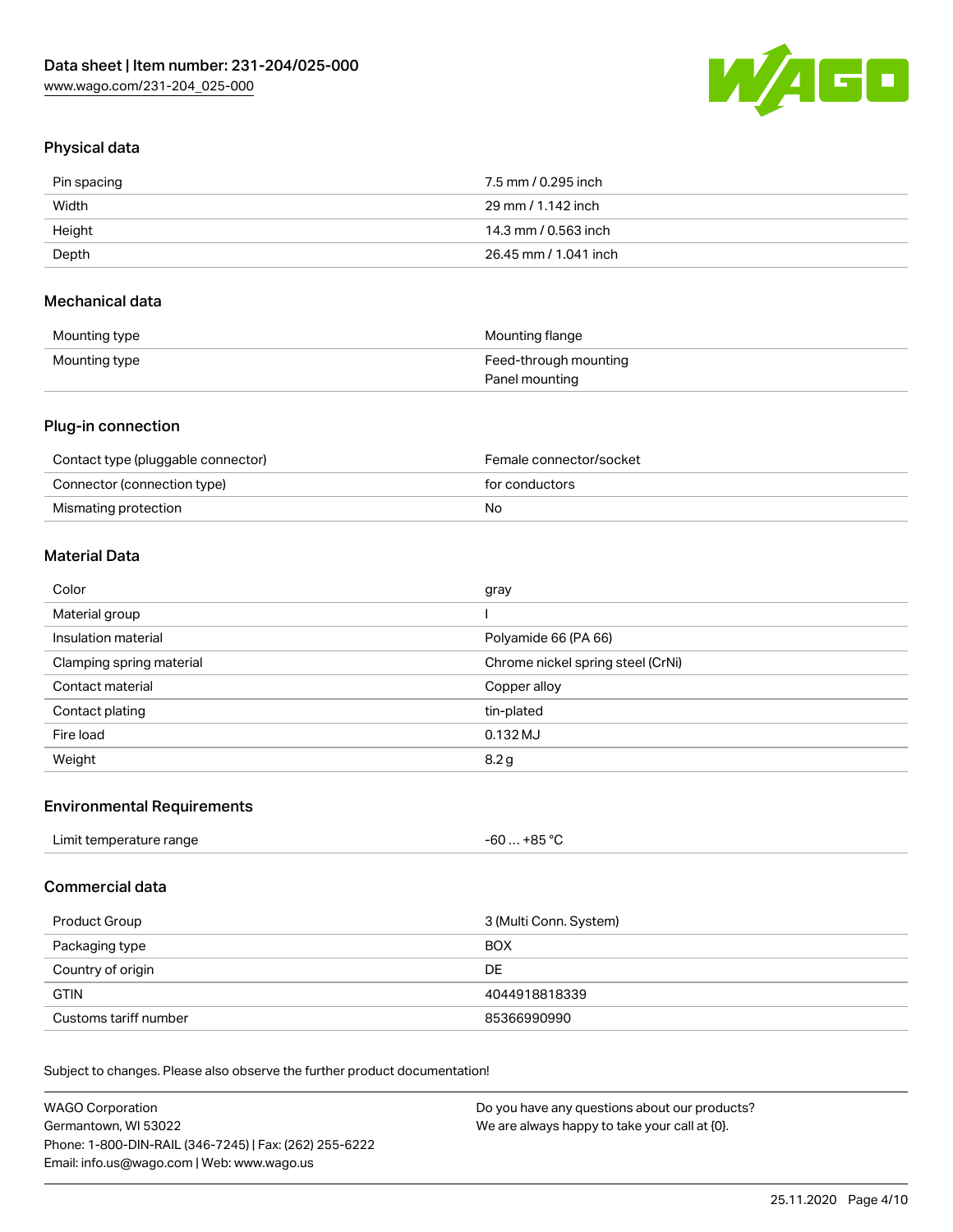## Physical data

| | |
|---|---|
| Pin spacing | 7.5 mm / 0.295 inch |
| Width | 29 mm / 1.142 inch |
| Height | 14.3 mm / 0.563 inch |
| Depth | 26.45 mm / 1.041 inch |

## Mechanical data

| | |
|---|---|
| Mounting type | Mounting flange |
| Mounting type | Feed-through mounting<br>Panel mounting |

## Plug-in connection

| | |
|---|---|
| Contact type (pluggable connector) | Female connector/socket |
| Connector (connection type) | for conductors |
| Mismating protection | No |

## Material Data

| | |
|---|---|
| Color | gray |
| Material group | I |
| Insulation material | Polyamide 66 (PA 66) |
| Clamping spring material | Chrome nickel spring steel (CrNi) |
| Contact material | Copper alloy |
| Contact plating | tin-plated |
| Fire load | 0.132 MJ |
| Weight | 8.2 g |

## Environmental Requirements

| | |
|---|---|
| Limit temperature range | -60 … +85 °C |

## Commercial data

| | |
|---|---|
| Product Group | 3 (Multi Conn. System) |
| Packaging type | BOX |
| Country of origin | DE |
| GTIN | 4044918818339 |
| Customs tariff number | 85366990990 |

Subject to changes. Please also observe the further product documentation!

WAGO Corporation
Germantown, WI 53022
Phone: 1-800-DIN-RAIL (346-7245) | Fax: (262) 255-6222
Email: info.us@wago.com | Web: www.wago.us

Do you have any questions about our products?
We are always happy to take your call at {0}.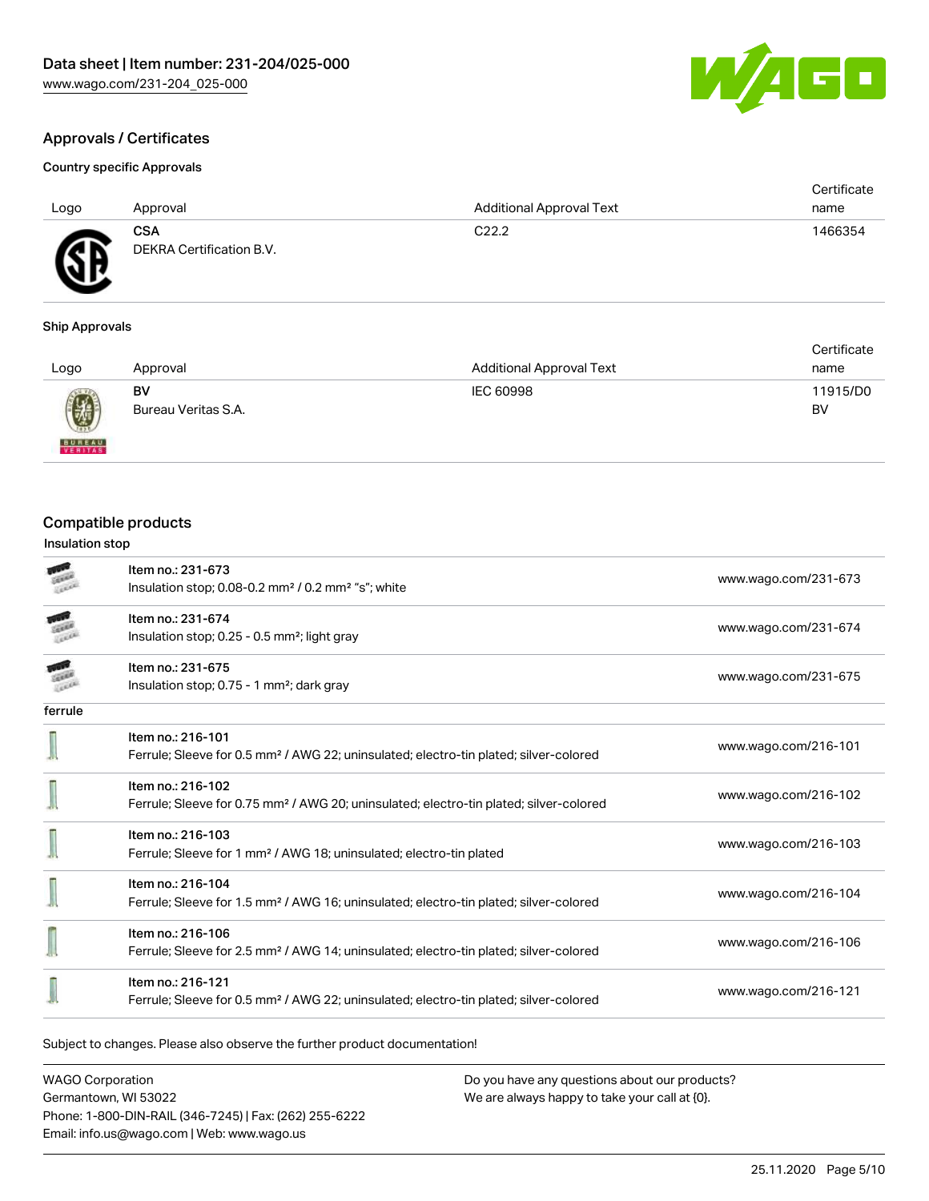## Approvals / Certificates

### Country specific Approvals

| Logo | Approval | Additional Approval Text | Certificate name |
|---|---|---|---|
| | **CSA** DEKRA Certification B.V. | C22.2 | 1466354 |

### Ship Approvals

| Logo | Approval | Additional Approval Text | Certificate name |
|---|---|---|---|
| | **BV** Bureau Veritas S.A. | IEC 60998 | 11915/D0 BV |

## Compatible products

### Insulation stop

| | | |
|---|---|---|
| | Item no.: 231-673<br>Insulation stop; 0.08-0.2 mm² / 0.2 mm² "s"; white | www.wago.com/231-673 |
| | Item no.: 231-674<br>Insulation stop; 0.25 - 0.5 mm²; light gray | www.wago.com/231-674 |
| | Item no.: 231-675<br>Insulation stop; 0.75 - 1 mm²; dark gray | www.wago.com/231-675 |

### ferrule

| | | |
|---|---|---|
| | Item no.: 216-101<br>Ferrule; Sleeve for 0.5 mm² / AWG 22; uninsulated; electro-tin plated; silver-colored | www.wago.com/216-101 |
| | Item no.: 216-102<br>Ferrule; Sleeve for 0.75 mm² / AWG 20; uninsulated; electro-tin plated; silver-colored | www.wago.com/216-102 |
| | Item no.: 216-103<br>Ferrule; Sleeve for 1 mm² / AWG 18; uninsulated; electro-tin plated | www.wago.com/216-103 |
| | Item no.: 216-104<br>Ferrule; Sleeve for 1.5 mm² / AWG 16; uninsulated; electro-tin plated; silver-colored | www.wago.com/216-104 |
| | Item no.: 216-106<br>Ferrule; Sleeve for 2.5 mm² / AWG 14; uninsulated; electro-tin plated; silver-colored | www.wago.com/216-106 |
| | Item no.: 216-121<br>Ferrule; Sleeve for 0.5 mm² / AWG 22; uninsulated; electro-tin plated; silver-colored | www.wago.com/216-121 |

Subject to changes. Please also observe the further product documentation!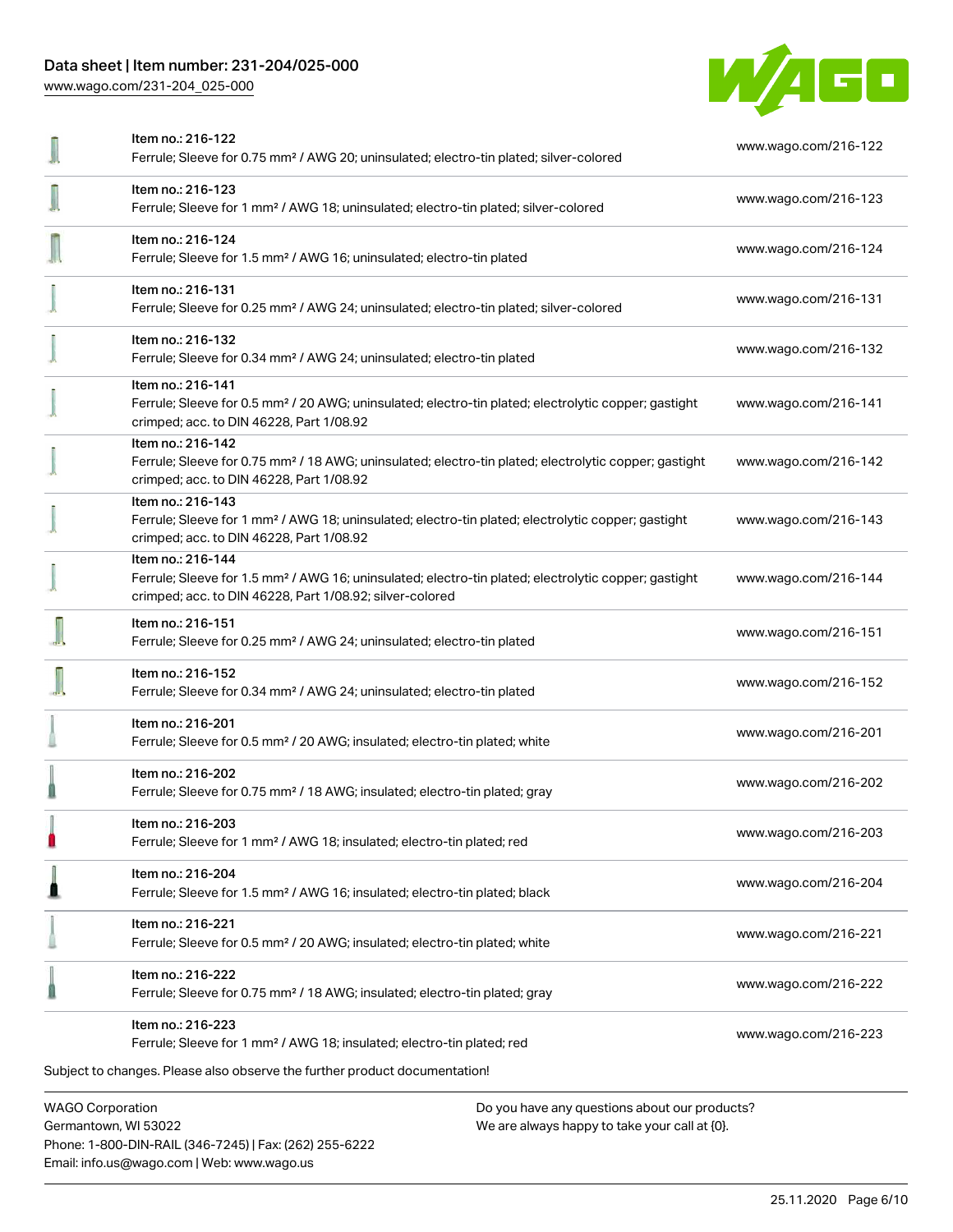| | | |
|---|---|---|
| | Item no.: 216-122<br>Ferrule; Sleeve for 0.75 mm² / AWG 20; uninsulated; electro-tin plated; silver-colored | www.wago.com/216-122 |
| | Item no.: 216-123<br>Ferrule; Sleeve for 1 mm² / AWG 18; uninsulated; electro-tin plated; silver-colored | www.wago.com/216-123 |
| | Item no.: 216-124<br>Ferrule; Sleeve for 1.5 mm² / AWG 16; uninsulated; electro-tin plated | www.wago.com/216-124 |
| | Item no.: 216-131<br>Ferrule; Sleeve for 0.25 mm² / AWG 24; uninsulated; electro-tin plated; silver-colored | www.wago.com/216-131 |
| | Item no.: 216-132<br>Ferrule; Sleeve for 0.34 mm² / AWG 24; uninsulated; electro-tin plated | www.wago.com/216-132 |
| | Item no.: 216-141<br>Ferrule; Sleeve for 0.5 mm² / 20 AWG; uninsulated; electro-tin plated; electrolytic copper; gastight crimped; acc. to DIN 46228, Part 1/08.92 | www.wago.com/216-141 |
| | Item no.: 216-142<br>Ferrule; Sleeve for 0.75 mm² / 18 AWG; uninsulated; electro-tin plated; electrolytic copper; gastight crimped; acc. to DIN 46228, Part 1/08.92 | www.wago.com/216-142 |
| | Item no.: 216-143<br>Ferrule; Sleeve for 1 mm² / AWG 18; uninsulated; electro-tin plated; electrolytic copper; gastight crimped; acc. to DIN 46228, Part 1/08.92 | www.wago.com/216-143 |
| | Item no.: 216-144<br>Ferrule; Sleeve for 1.5 mm² / AWG 16; uninsulated; electro-tin plated; electrolytic copper; gastight crimped; acc. to DIN 46228, Part 1/08.92; silver-colored | www.wago.com/216-144 |
| | Item no.: 216-151<br>Ferrule; Sleeve for 0.25 mm² / AWG 24; uninsulated; electro-tin plated | www.wago.com/216-151 |
| | Item no.: 216-152<br>Ferrule; Sleeve for 0.34 mm² / AWG 24; uninsulated; electro-tin plated | www.wago.com/216-152 |
| | Item no.: 216-201<br>Ferrule; Sleeve for 0.5 mm² / 20 AWG; insulated; electro-tin plated; white | www.wago.com/216-201 |
| | Item no.: 216-202<br>Ferrule; Sleeve for 0.75 mm² / 18 AWG; insulated; electro-tin plated; gray | www.wago.com/216-202 |
| | Item no.: 216-203<br>Ferrule; Sleeve for 1 mm² / AWG 18; insulated; electro-tin plated; red | www.wago.com/216-203 |
| | Item no.: 216-204<br>Ferrule; Sleeve for 1.5 mm² / AWG 16; insulated; electro-tin plated; black | www.wago.com/216-204 |
| | Item no.: 216-221<br>Ferrule; Sleeve for 0.5 mm² / 20 AWG; insulated; electro-tin plated; white | www.wago.com/216-221 |
| | Item no.: 216-222<br>Ferrule; Sleeve for 0.75 mm² / 18 AWG; insulated; electro-tin plated; gray | www.wago.com/216-222 |
| | Item no.: 216-223<br>Ferrule; Sleeve for 1 mm² / AWG 18; insulated; electro-tin plated; red | www.wago.com/216-223 |

Subject to changes. Please also observe the further product documentation!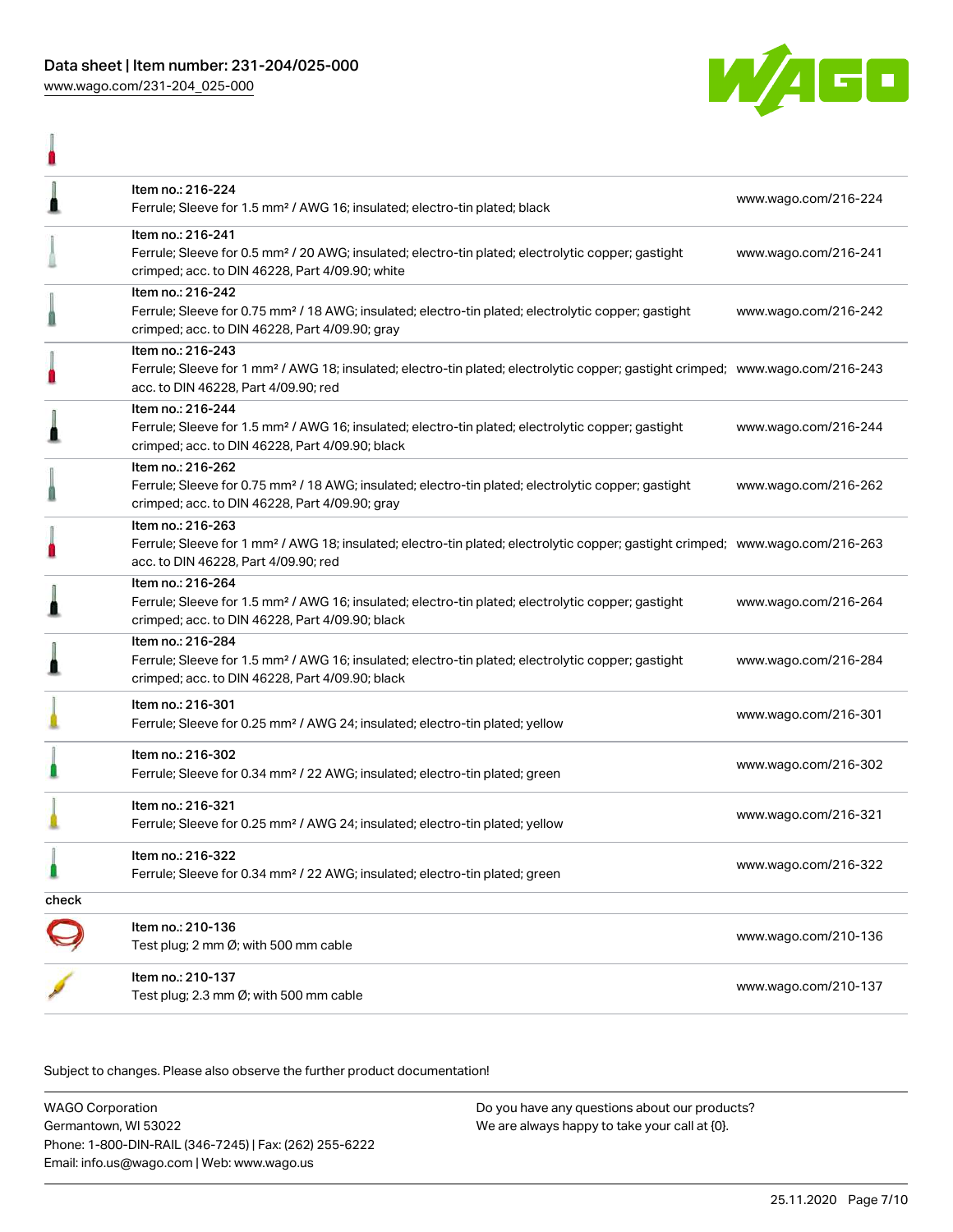| | | |
|---|---|---|
| | Item no.: 216-224<br>Ferrule; Sleeve for 1.5 mm² / AWG 16; insulated; electro-tin plated; black | www.wago.com/216-224 |
| | Item no.: 216-241<br>Ferrule; Sleeve for 0.5 mm² / 20 AWG; insulated; electro-tin plated; electrolytic copper; gastight crimped; acc. to DIN 46228, Part 4/09.90; white | www.wago.com/216-241 |
| | Item no.: 216-242<br>Ferrule; Sleeve for 0.75 mm² / 18 AWG; insulated; electro-tin plated; electrolytic copper; gastight crimped; acc. to DIN 46228, Part 4/09.90; gray | www.wago.com/216-242 |
| | Item no.: 216-243<br>Ferrule; Sleeve for 1 mm² / AWG 18; insulated; electro-tin plated; electrolytic copper; gastight crimped; acc. to DIN 46228, Part 4/09.90; red | www.wago.com/216-243 |
| | Item no.: 216-244<br>Ferrule; Sleeve for 1.5 mm² / AWG 16; insulated; electro-tin plated; electrolytic copper; gastight crimped; acc. to DIN 46228, Part 4/09.90; black | www.wago.com/216-244 |
| | Item no.: 216-262<br>Ferrule; Sleeve for 0.75 mm² / 18 AWG; insulated; electro-tin plated; electrolytic copper; gastight crimped; acc. to DIN 46228, Part 4/09.90; gray | www.wago.com/216-262 |
| | Item no.: 216-263<br>Ferrule; Sleeve for 1 mm² / AWG 18; insulated; electro-tin plated; electrolytic copper; gastight crimped; acc. to DIN 46228, Part 4/09.90; red | www.wago.com/216-263 |
| | Item no.: 216-264<br>Ferrule; Sleeve for 1.5 mm² / AWG 16; insulated; electro-tin plated; electrolytic copper; gastight crimped; acc. to DIN 46228, Part 4/09.90; black | www.wago.com/216-264 |
| | Item no.: 216-284<br>Ferrule; Sleeve for 1.5 mm² / AWG 16; insulated; electro-tin plated; electrolytic copper; gastight crimped; acc. to DIN 46228, Part 4/09.90; black | www.wago.com/216-284 |
| | Item no.: 216-301<br>Ferrule; Sleeve for 0.25 mm² / AWG 24; insulated; electro-tin plated; yellow | www.wago.com/216-301 |
| | Item no.: 216-302<br>Ferrule; Sleeve for 0.34 mm² / 22 AWG; insulated; electro-tin plated; green | www.wago.com/216-302 |
| | Item no.: 216-321<br>Ferrule; Sleeve for 0.25 mm² / AWG 24; insulated; electro-tin plated; yellow | www.wago.com/216-321 |
| | Item no.: 216-322<br>Ferrule; Sleeve for 0.34 mm² / 22 AWG; insulated; electro-tin plated; green | www.wago.com/216-322 |
| check | | |
| | Item no.: 210-136<br>Test plug; 2 mm Ø; with 500 mm cable | www.wago.com/210-136 |
| | Item no.: 210-137<br>Test plug; 2.3 mm Ø; with 500 mm cable | www.wago.com/210-137 |

Subject to changes. Please also observe the further product documentation!

WAGO Corporation
Germantown, WI 53022
Phone: 1-800-DIN-RAIL (346-7245) | Fax: (262) 255-6222
Email: info.us@wago.com | Web: www.wago.us

Do you have any questions about our products?
We are always happy to take your call at {0}.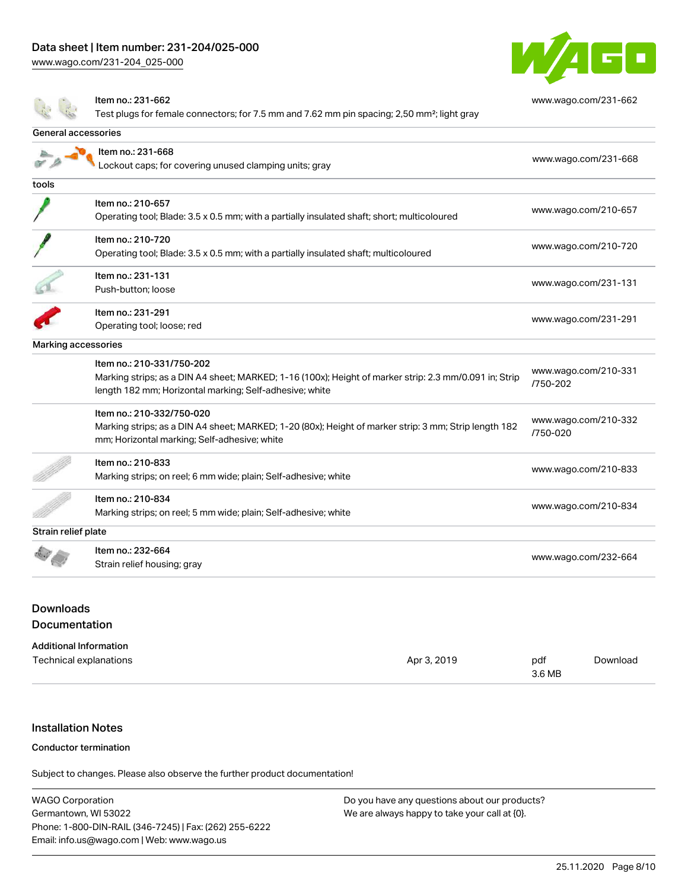| | | |
|---|---|---|
| | Item no.: 231-662<br>Test plugs for female connectors; for 7.5 mm and 7.62 mm pin spacing; 2,50 mm²; light gray | www.wago.com/231-662 |
| **General accessories** | | |
| | Item no.: 231-668<br>Lockout caps; for covering unused clamping units; gray | www.wago.com/231-668 |
| **tools** | | |
| | Item no.: 210-657<br>Operating tool; Blade: 3.5 x 0.5 mm; with a partially insulated shaft; short; multicoloured | www.wago.com/210-657 |
| | Item no.: 210-720<br>Operating tool; Blade: 3.5 x 0.5 mm; with a partially insulated shaft; multicoloured | www.wago.com/210-720 |
| | Item no.: 231-131<br>Push-button; loose | www.wago.com/231-131 |
| | Item no.: 231-291<br>Operating tool; loose; red | www.wago.com/231-291 |
| **Marking accessories** | | |
| | Item no.: 210-331/750-202<br>Marking strips; as a DIN A4 sheet; MARKED; 1-16 (100x); Height of marker strip: 2.3 mm/0.091 in; Strip length 182 mm; Horizontal marking; Self-adhesive; white | www.wago.com/210-331/750-202 |
| | Item no.: 210-332/750-020<br>Marking strips; as a DIN A4 sheet; MARKED; 1-20 (80x); Height of marker strip: 3 mm; Strip length 182 mm; Horizontal marking; Self-adhesive; white | www.wago.com/210-332/750-020 |
| | Item no.: 210-833<br>Marking strips; on reel; 6 mm wide; plain; Self-adhesive; white | www.wago.com/210-833 |
| | Item no.: 210-834<br>Marking strips; on reel; 5 mm wide; plain; Self-adhesive; white | www.wago.com/210-834 |
| **Strain relief plate** | | |
| | Item no.: 232-664<br>Strain relief housing; gray | www.wago.com/232-664 |

## Downloads

### Documentation

**Additional Information**

| | | | |
|---|---|---|---|
| Technical explanations | Apr 3, 2019 | pdf<br>3.6 MB | Download |

## Installation Notes

**Conductor termination**

Subject to changes. Please also observe the further product documentation!

WAGO Corporation
Germantown, WI 53022
Phone: 1-800-DIN-RAIL (346-7245) | Fax: (262) 255-6222
Email: info.us@wago.com | Web: www.wago.us

Do you have any questions about our products?
We are always happy to take your call at {0}.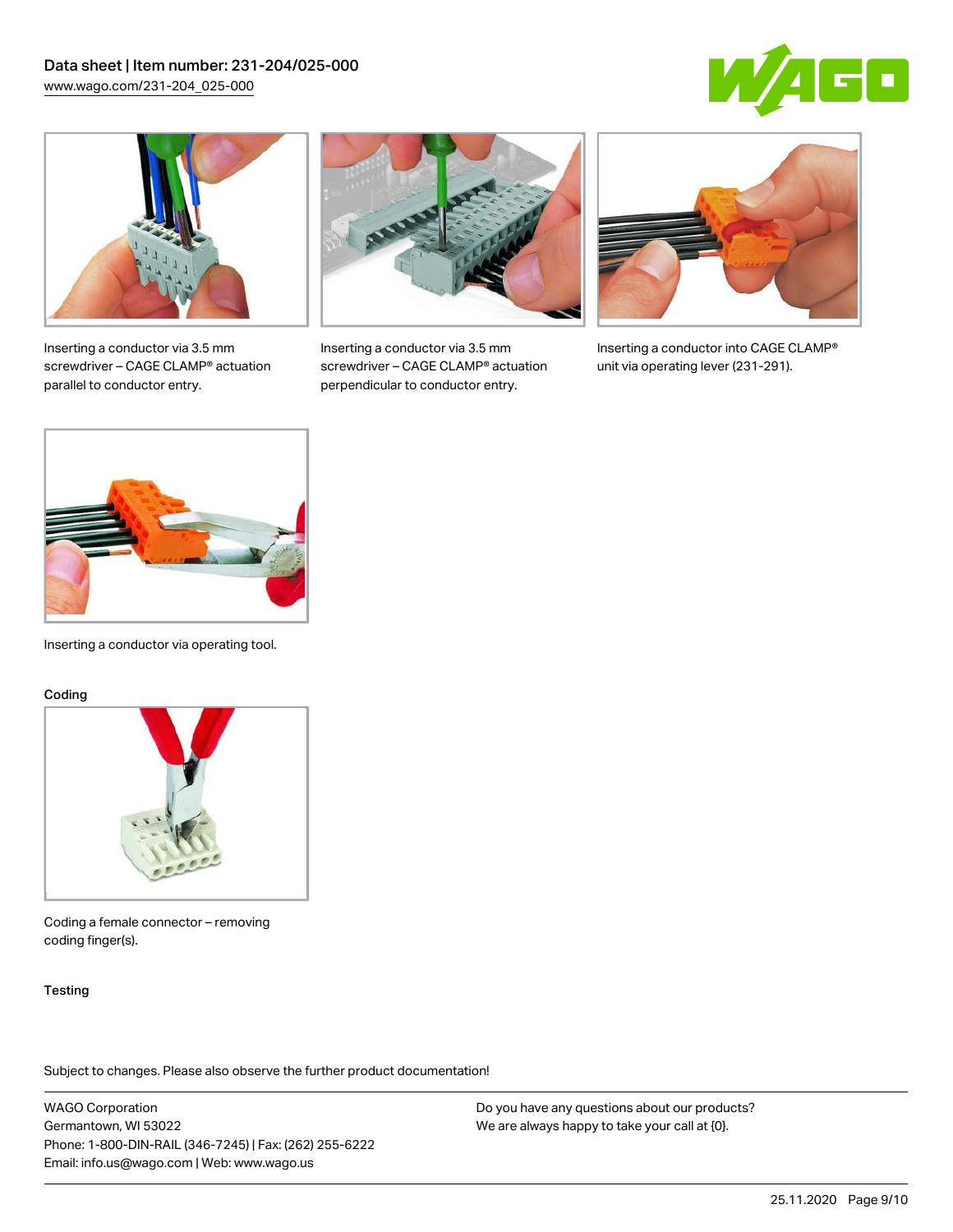Inserting a conductor via 3.5 mm screwdriver – CAGE CLAMP® actuation parallel to conductor entry.

Inserting a conductor via 3.5 mm screwdriver – CAGE CLAMP® actuation perpendicular to conductor entry.

Inserting a conductor into CAGE CLAMP® unit via operating lever (231-291).

Inserting a conductor via operating tool.

## Coding

Coding a female connector – removing coding finger(s).

## Testing

Subject to changes. Please also observe the further product documentation!

WAGO Corporation
Germantown, WI 53022
Phone: 1-800-DIN-RAIL (346-7245) | Fax: (262) 255-6222
Email: info.us@wago.com | Web: www.wago.us

Do you have any questions about our products?
We are always happy to take your call at {0}.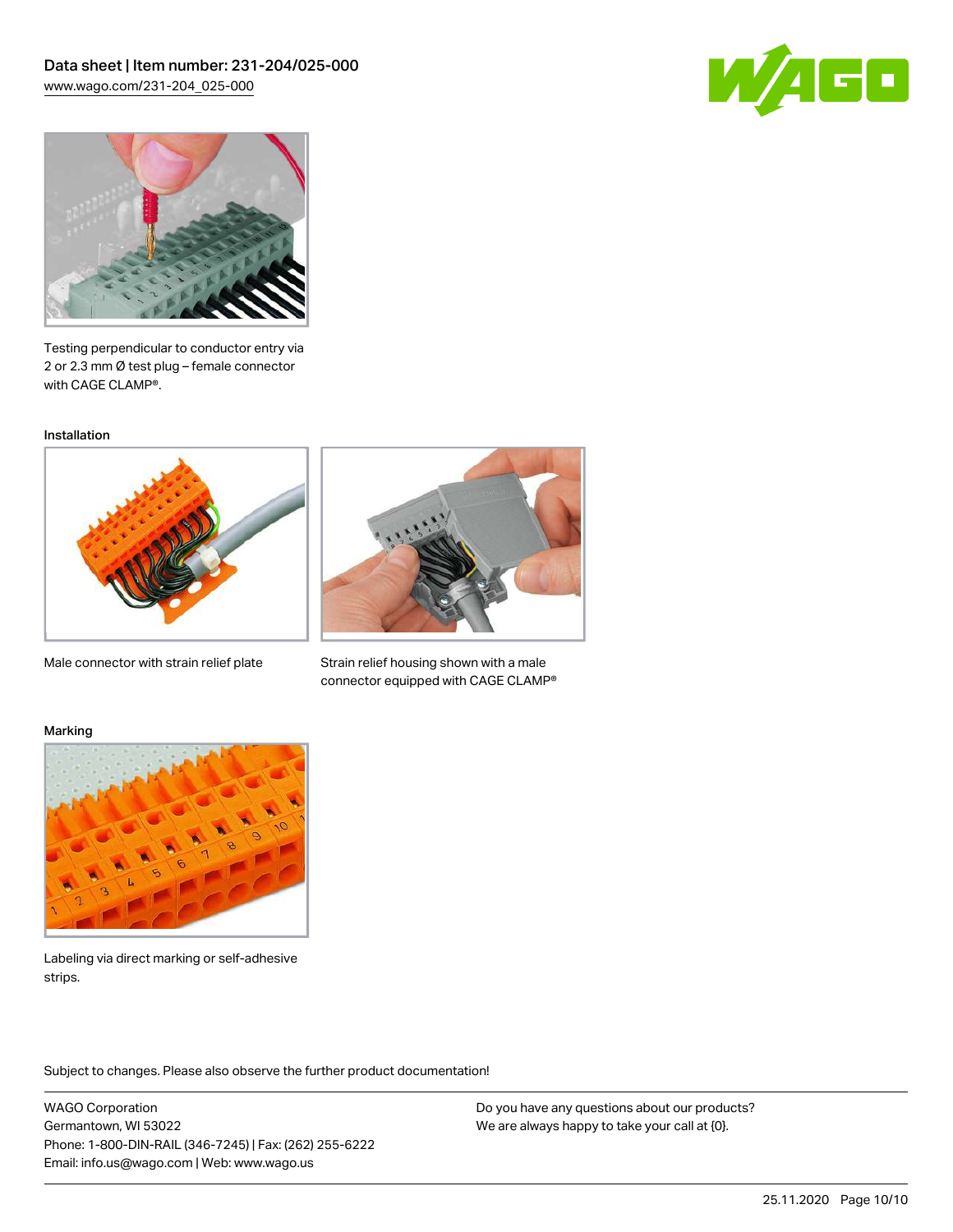Testing perpendicular to conductor entry via 2 or 2.3 mm Ø test plug – female connector with CAGE CLAMP®.

Installation

Male connector with strain relief plate

Strain relief housing shown with a male connector equipped with CAGE CLAMP®

Marking

Labeling via direct marking or self-adhesive strips.

Subject to changes. Please also observe the further product documentation!

WAGO Corporation
Germantown, WI 53022
Phone: 1-800-DIN-RAIL (346-7245) | Fax: (262) 255-6222
Email: info.us@wago.com | Web: www.wago.us

Do you have any questions about our products?
We are always happy to take your call at {0}.